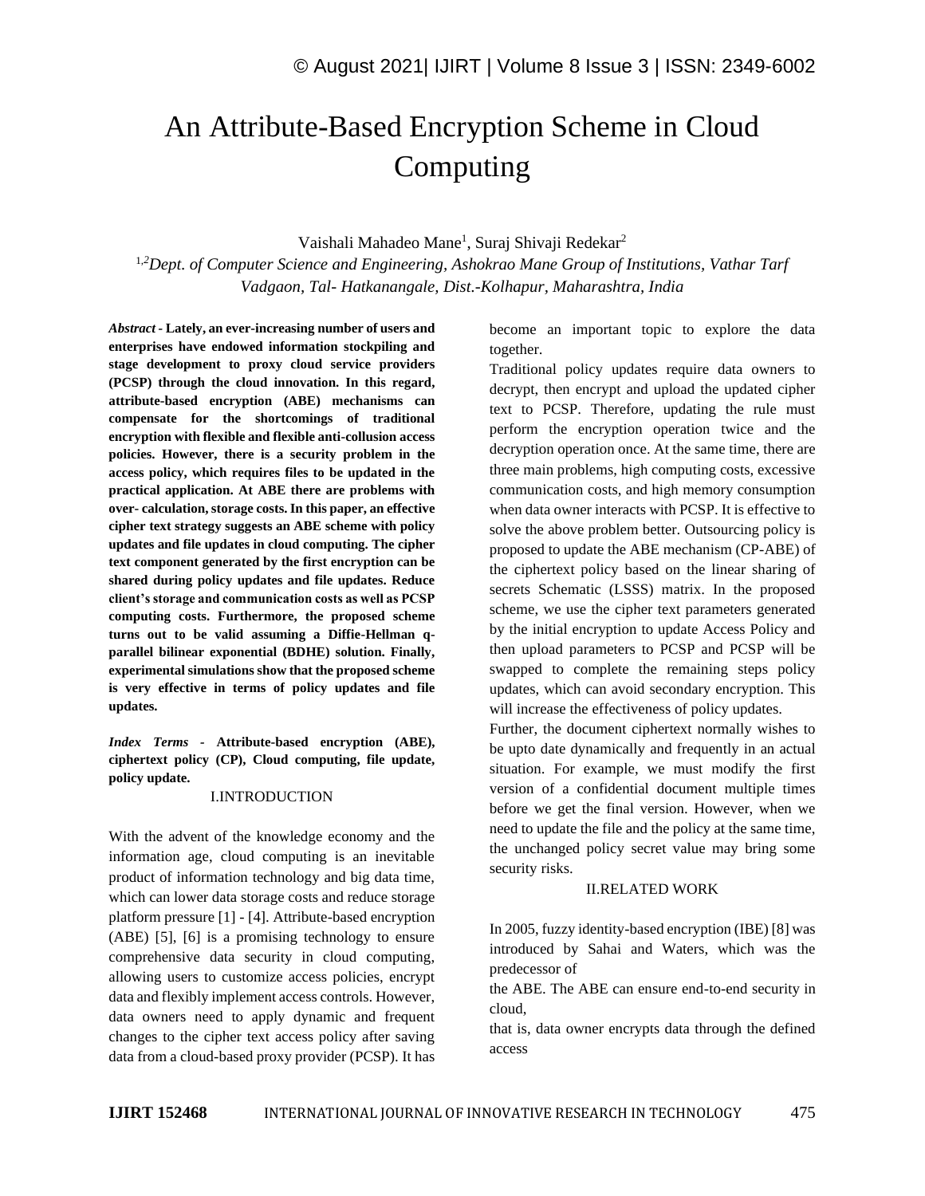# An Attribute-Based Encryption Scheme in Cloud Computing

Vaishali Mahadeo Mane[1], Suraj Shivaji Redekar[2]

[1,2]*Dept. of Computer Science and Engineering, Ashokrao Mane Group of Institutions, Vathar Tarf Vadgaon, Tal- Hatkanangale, Dist.-Kolhapur, Maharashtra, India*

***Abstract* - Lately, an ever-increasing number of users and enterprises have endowed information stockpiling and stage development to proxy cloud service providers (PCSP) through the cloud innovation. In this regard, attribute-based encryption (ABE) mechanisms can compensate for the shortcomings of traditional encryption with flexible and flexible anti-collusion access policies. However, there is a security problem in the access policy, which requires files to be updated in the practical application. At ABE there are problems with over- calculation, storage costs. In this paper, an effective cipher text strategy suggests an ABE scheme with policy updates and file updates in cloud computing. The cipher text component generated by the first encryption can be shared during policy updates and file updates. Reduce client's storage and communication costs as well as PCSP computing costs. Furthermore, the proposed scheme turns out to be valid assuming a Diffie-Hellman q-parallel bilinear exponential (BDHE) solution. Finally, experimental simulations show that the proposed scheme is very effective in terms of policy updates and file updates.**

***Index Terms* - Attribute-based encryption (ABE), ciphertext policy (CP), Cloud computing, file update, policy update.**

## I.INTRODUCTION

With the advent of the knowledge economy and the information age, cloud computing is an inevitable product of information technology and big data time, which can lower data storage costs and reduce storage platform pressure [1] - [4]. Attribute-based encryption (ABE) [5], [6] is a promising technology to ensure comprehensive data security in cloud computing, allowing users to customize access policies, encrypt data and flexibly implement access controls. However, data owners need to apply dynamic and frequent changes to the cipher text access policy after saving data from a cloud-based proxy provider (PCSP). It has become an important topic to explore the data together.

Traditional policy updates require data owners to decrypt, then encrypt and upload the updated cipher text to PCSP. Therefore, updating the rule must perform the encryption operation twice and the decryption operation once. At the same time, there are three main problems, high computing costs, excessive communication costs, and high memory consumption when data owner interacts with PCSP. It is effective to solve the above problem better. Outsourcing policy is proposed to update the ABE mechanism (CP-ABE) of the ciphertext policy based on the linear sharing of secrets Schematic (LSSS) matrix. In the proposed scheme, we use the cipher text parameters generated by the initial encryption to update Access Policy and then upload parameters to PCSP and PCSP will be swapped to complete the remaining steps policy updates, which can avoid secondary encryption. This will increase the effectiveness of policy updates.

Further, the document ciphertext normally wishes to be upto date dynamically and frequently in an actual situation. For example, we must modify the first version of a confidential document multiple times before we get the final version. However, when we need to update the file and the policy at the same time, the unchanged policy secret value may bring some security risks.

## II.RELATED WORK

In 2005, fuzzy identity-based encryption (IBE) [8] was introduced by Sahai and Waters, which was the predecessor of the ABE. The ABE can ensure end-to-end security in cloud, that is, data owner encrypts data through the defined access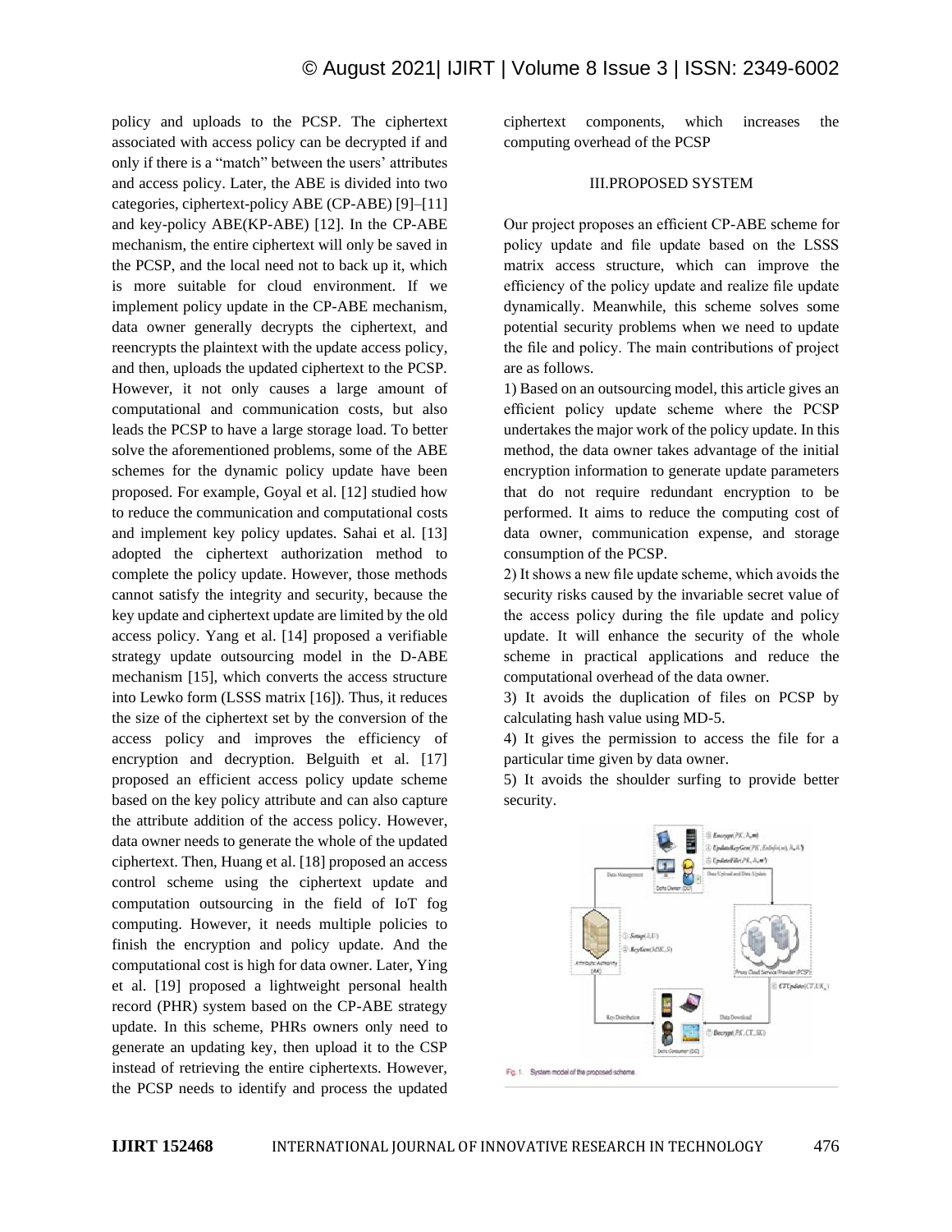policy and uploads to the PCSP. The ciphertext associated with access policy can be decrypted if and only if there is a “match” between the users’ attributes and access policy. Later, the ABE is divided into two categories, ciphertext-policy ABE (CP-ABE) [9]–[11] and key-policy ABE(KP-ABE) [12]. In the CP-ABE mechanism, the entire ciphertext will only be saved in the PCSP, and the local need not to back up it, which is more suitable for cloud environment. If we implement policy update in the CP-ABE mechanism, data owner generally decrypts the ciphertext, and reencrypts the plaintext with the update access policy, and then, uploads the updated ciphertext to the PCSP. However, it not only causes a large amount of computational and communication costs, but also leads the PCSP to have a large storage load. To better solve the aforementioned problems, some of the ABE schemes for the dynamic policy update have been proposed. For example, Goyal et al. [12] studied how to reduce the communication and computational costs and implement key policy updates. Sahai et al. [13] adopted the ciphertext authorization method to complete the policy update. However, those methods cannot satisfy the integrity and security, because the key update and ciphertext update are limited by the old access policy. Yang et al. [14] proposed a verifiable strategy update outsourcing model in the D-ABE mechanism [15], which converts the access structure into Lewko form (LSSS matrix [16]). Thus, it reduces the size of the ciphertext set by the conversion of the access policy and improves the efficiency of encryption and decryption. Belguith et al. [17] proposed an efficient access policy update scheme based on the key policy attribute and can also capture the attribute addition of the access policy. However, data owner needs to generate the whole of the updated ciphertext. Then, Huang et al. [18] proposed an access control scheme using the ciphertext update and computation outsourcing in the field of IoT fog computing. However, it needs multiple policies to finish the encryption and policy update. And the computational cost is high for data owner. Later, Ying et al. [19] proposed a lightweight personal health record (PHR) system based on the CP-ABE strategy update. In this scheme, PHRs owners only need to generate an updating key, then upload it to the CSP instead of retrieving the entire ciphertexts. However, the PCSP needs to identify and process the updated ciphertext components, which increases the computing overhead of the PCSP

## III.PROPOSED SYSTEM

Our project proposes an efficient CP-ABE scheme for policy update and file update based on the LSSS matrix access structure, which can improve the efficiency of the policy update and realize file update dynamically. Meanwhile, this scheme solves some potential security problems when we need to update the file and policy. The main contributions of project are as follows.

1) Based on an outsourcing model, this article gives an efficient policy update scheme where the PCSP undertakes the major work of the policy update. In this method, the data owner takes advantage of the initial encryption information to generate update parameters that do not require redundant encryption to be performed. It aims to reduce the computing cost of data owner, communication expense, and storage consumption of the PCSP.

2) It shows a new file update scheme, which avoids the security risks caused by the invariable secret value of the access policy during the file update and policy update. It will enhance the security of the whole scheme in practical applications and reduce the computational overhead of the data owner.

3) It avoids the duplication of files on PCSP by calculating hash value using MD-5.

4) It gives the permission to access the file for a particular time given by data owner.

5) It avoids the shoulder surfing to provide better security.

Fig. 1. System model of the proposed scheme.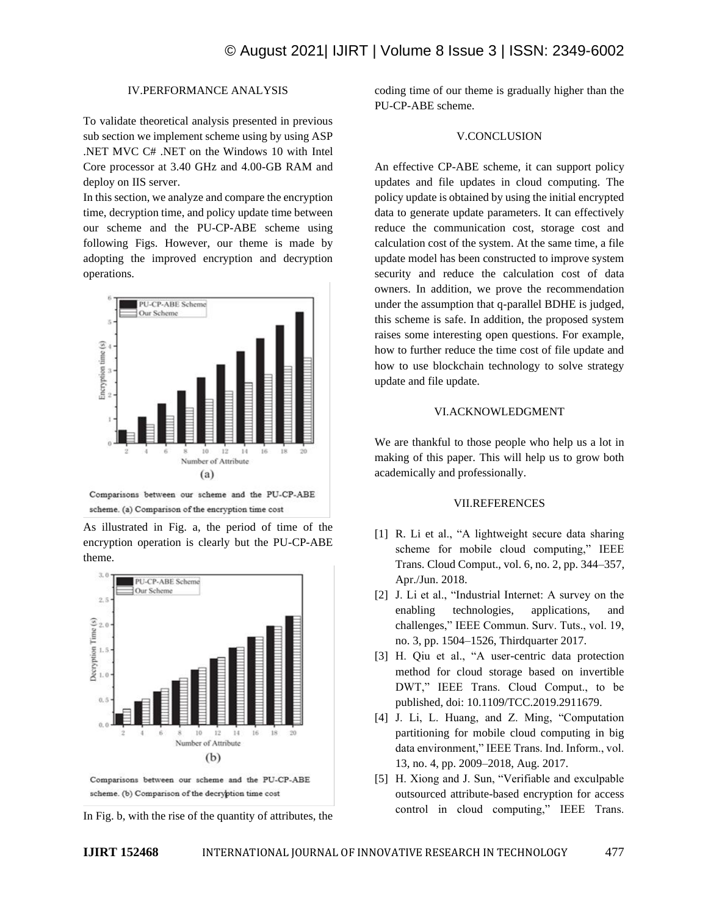## IV.PERFORMANCE ANALYSIS

To validate theoretical analysis presented in previous sub section we implement scheme using by using ASP .NET MVC C# .NET on the Windows 10 with Intel Core processor at 3.40 GHz and 4.00-GB RAM and deploy on IIS server.

In this section, we analyze and compare the encryption time, decryption time, and policy update time between our scheme and the PU-CP-ABE scheme using following Figs. However, our theme is made by adopting the improved encryption and decryption operations.

Comparisons between our scheme and the PU-CP-ABE scheme. (a) Comparison of the encryption time cost

As illustrated in Fig. a, the period of time of the encryption operation is clearly but the PU-CP-ABE theme.

Comparisons between our scheme and the PU-CP-ABE scheme. (b) Comparison of the decryption time cost

In Fig. b, with the rise of the quantity of attributes, the coding time of our theme is gradually higher than the PU-CP-ABE scheme.

## V.CONCLUSION

An effective CP-ABE scheme, it can support policy updates and file updates in cloud computing. The policy update is obtained by using the initial encrypted data to generate update parameters. It can effectively reduce the communication cost, storage cost and calculation cost of the system. At the same time, a file update model has been constructed to improve system security and reduce the calculation cost of data owners. In addition, we prove the recommendation under the assumption that q-parallel BDHE is judged, this scheme is safe. In addition, the proposed system raises some interesting open questions. For example, how to further reduce the time cost of file update and how to use blockchain technology to solve strategy update and file update.

## VI.ACKNOWLEDGMENT

We are thankful to those people who help us a lot in making of this paper. This will help us to grow both academically and professionally.

## VII.REFERENCES

[1] R. Li et al., "A lightweight secure data sharing scheme for mobile cloud computing," IEEE Trans. Cloud Comput., vol. 6, no. 2, pp. 344–357, Apr./Jun. 2018.

[2] J. Li et al., "Industrial Internet: A survey on the enabling technologies, applications, and challenges," IEEE Commun. Surv. Tuts., vol. 19, no. 3, pp. 1504–1526, Thirdquarter 2017.

[3] H. Qiu et al., "A user-centric data protection method for cloud storage based on invertible DWT," IEEE Trans. Cloud Comput., to be published, doi: 10.1109/TCC.2019.2911679.

[4] J. Li, L. Huang, and Z. Ming, "Computation partitioning for mobile cloud computing in big data environment," IEEE Trans. Ind. Inform., vol. 13, no. 4, pp. 2009–2018, Aug. 2017.

[5] H. Xiong and J. Sun, "Verifiable and exculpable outsourced attribute-based encryption for access control in cloud computing," IEEE Trans.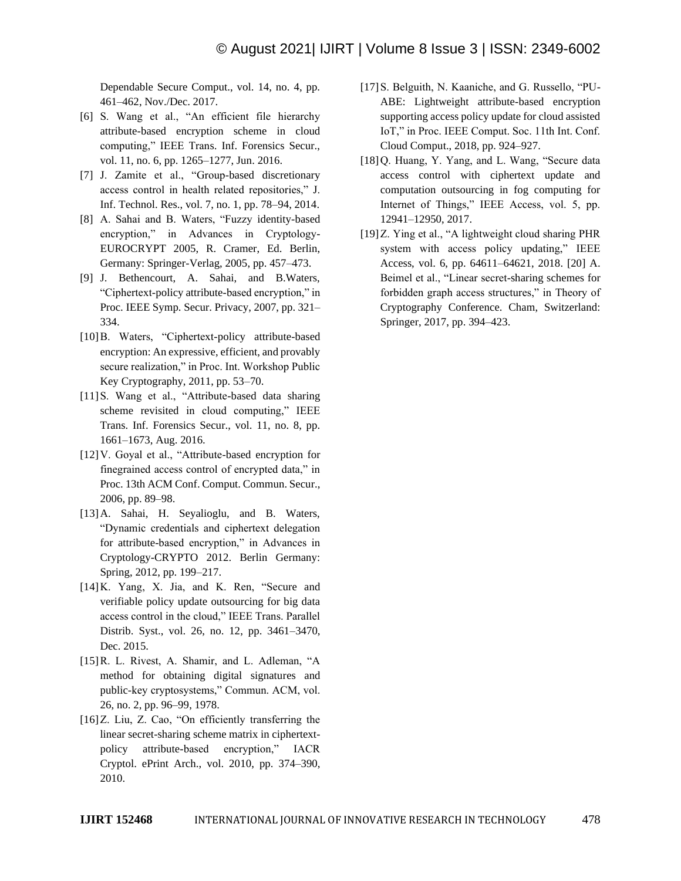Dependable Secure Comput., vol. 14, no. 4, pp. 461–462, Nov./Dec. 2017.

[6] S. Wang et al., "An efficient file hierarchy attribute-based encryption scheme in cloud computing," IEEE Trans. Inf. Forensics Secur., vol. 11, no. 6, pp. 1265–1277, Jun. 2016.

[7] J. Zamite et al., "Group-based discretionary access control in health related repositories," J. Inf. Technol. Res., vol. 7, no. 1, pp. 78–94, 2014.

[8] A. Sahai and B. Waters, "Fuzzy identity-based encryption," in Advances in Cryptology-EUROCRYPT 2005, R. Cramer, Ed. Berlin, Germany: Springer-Verlag, 2005, pp. 457–473.

[9] J. Bethencourt, A. Sahai, and B.Waters, "Ciphertext-policy attribute-based encryption," in Proc. IEEE Symp. Secur. Privacy, 2007, pp. 321–334.

[10] B. Waters, "Ciphertext-policy attribute-based encryption: An expressive, efficient, and provably secure realization," in Proc. Int. Workshop Public Key Cryptography, 2011, pp. 53–70.

[11] S. Wang et al., "Attribute-based data sharing scheme revisited in cloud computing," IEEE Trans. Inf. Forensics Secur., vol. 11, no. 8, pp. 1661–1673, Aug. 2016.

[12] V. Goyal et al., "Attribute-based encryption for finegrained access control of encrypted data," in Proc. 13th ACM Conf. Comput. Commun. Secur., 2006, pp. 89–98.

[13] A. Sahai, H. Seyalioglu, and B. Waters, "Dynamic credentials and ciphertext delegation for attribute-based encryption," in Advances in Cryptology-CRYPTO 2012. Berlin Germany: Spring, 2012, pp. 199–217.

[14] K. Yang, X. Jia, and K. Ren, "Secure and verifiable policy update outsourcing for big data access control in the cloud," IEEE Trans. Parallel Distrib. Syst., vol. 26, no. 12, pp. 3461–3470, Dec. 2015.

[15] R. L. Rivest, A. Shamir, and L. Adleman, "A method for obtaining digital signatures and public-key cryptosystems," Commun. ACM, vol. 26, no. 2, pp. 96–99, 1978.

[16] Z. Liu, Z. Cao, "On efficiently transferring the linear secret-sharing scheme matrix in ciphertext-policy attribute-based encryption," IACR Cryptol. ePrint Arch., vol. 2010, pp. 374–390, 2010.

[17] S. Belguith, N. Kaaniche, and G. Russello, "PU-ABE: Lightweight attribute-based encryption supporting access policy update for cloud assisted IoT," in Proc. IEEE Comput. Soc. 11th Int. Conf. Cloud Comput., 2018, pp. 924–927.

[18] Q. Huang, Y. Yang, and L. Wang, "Secure data access control with ciphertext update and computation outsourcing in fog computing for Internet of Things," IEEE Access, vol. 5, pp. 12941–12950, 2017.

[19] Z. Ying et al., "A lightweight cloud sharing PHR system with access policy updating," IEEE Access, vol. 6, pp. 64611–64621, 2018. [20] A. Beimel et al., "Linear secret-sharing schemes for forbidden graph access structures," in Theory of Cryptography Conference. Cham, Switzerland: Springer, 2017, pp. 394–423.